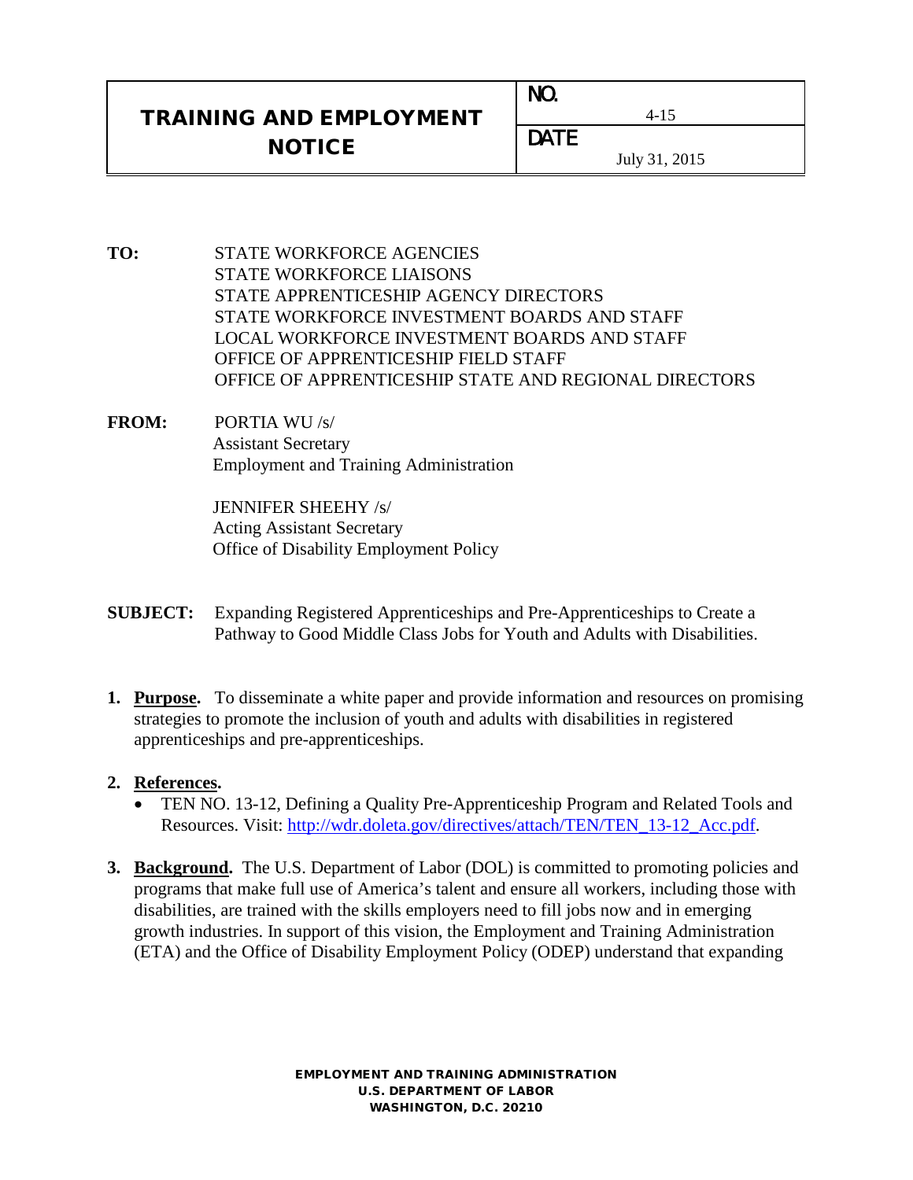| TRAINING AND EMPLOYMENT NOTICE | NO. 4-15 |
|---|---|
| | DATE July 31, 2015 |

**TO:** STATE WORKFORCE AGENCIES
STATE WORKFORCE LIAISONS
STATE APPRENTICESHIP AGENCY DIRECTORS
STATE WORKFORCE INVESTMENT BOARDS AND STAFF
LOCAL WORKFORCE INVESTMENT BOARDS AND STAFF
OFFICE OF APPRENTICESHIP FIELD STAFF
OFFICE OF APPRENTICESHIP STATE AND REGIONAL DIRECTORS

**FROM:** PORTIA WU /s/
Assistant Secretary
Employment and Training Administration

JENNIFER SHEEHY /s/
Acting Assistant Secretary
Office of Disability Employment Policy

**SUBJECT:** Expanding Registered Apprenticeships and Pre-Apprenticeships to Create a Pathway to Good Middle Class Jobs for Youth and Adults with Disabilities.

1. **Purpose.** To disseminate a white paper and provide information and resources on promising strategies to promote the inclusion of youth and adults with disabilities in registered apprenticeships and pre-apprenticeships.

2. **References.**
   - TEN NO. 13-12, Defining a Quality Pre-Apprenticeship Program and Related Tools and Resources. Visit: http://wdr.doleta.gov/directives/attach/TEN/TEN_13-12_Acc.pdf.

3. **Background.** The U.S. Department of Labor (DOL) is committed to promoting policies and programs that make full use of America's talent and ensure all workers, including those with disabilities, are trained with the skills employers need to fill jobs now and in emerging growth industries. In support of this vision, the Employment and Training Administration (ETA) and the Office of Disability Employment Policy (ODEP) understand that expanding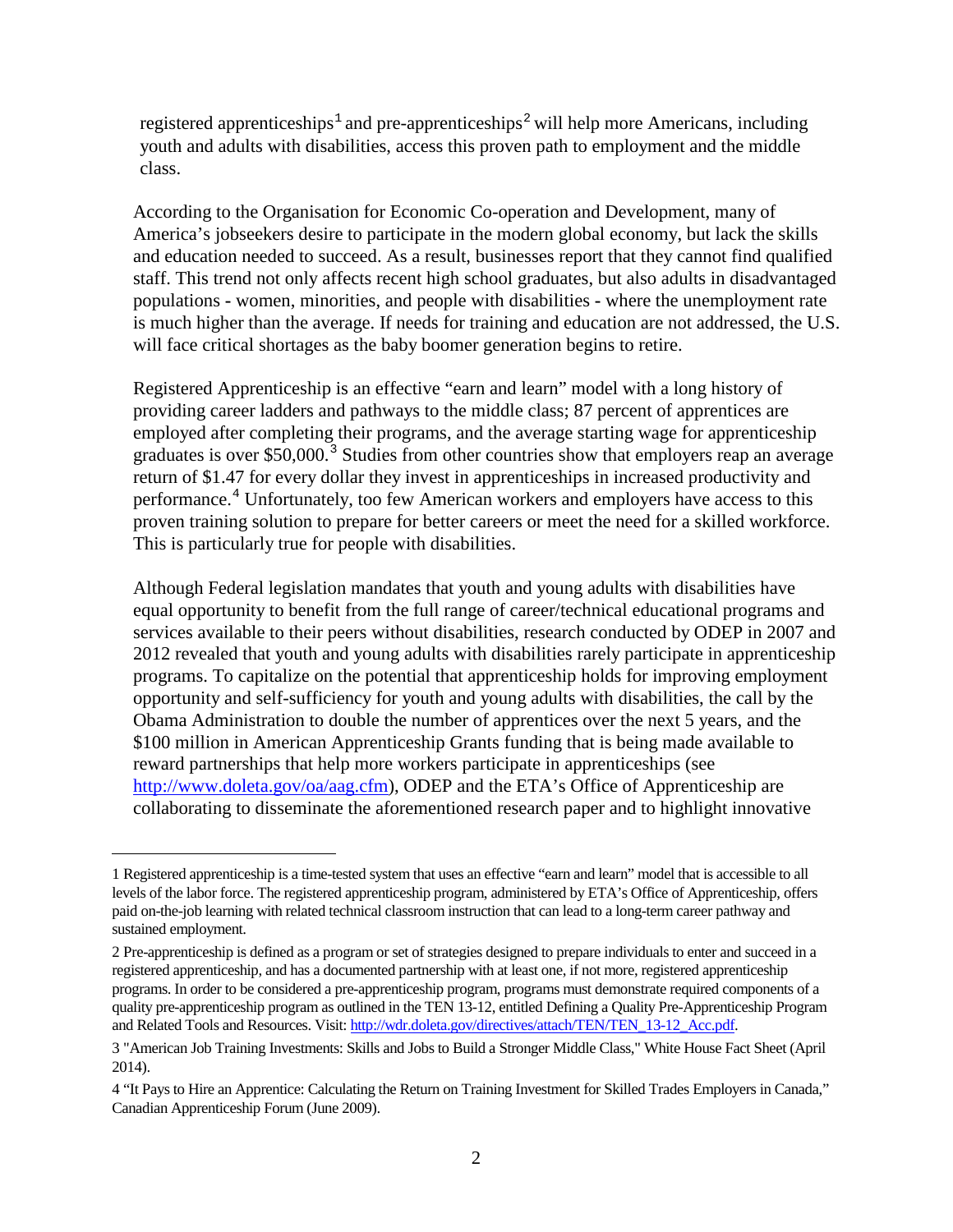registered apprenticeships[1] and pre-apprenticeships[2] will help more Americans, including youth and adults with disabilities, access this proven path to employment and the middle class.

According to the Organisation for Economic Co-operation and Development, many of America's jobseekers desire to participate in the modern global economy, but lack the skills and education needed to succeed. As a result, businesses report that they cannot find qualified staff. This trend not only affects recent high school graduates, but also adults in disadvantaged populations - women, minorities, and people with disabilities - where the unemployment rate is much higher than the average. If needs for training and education are not addressed, the U.S. will face critical shortages as the baby boomer generation begins to retire.

Registered Apprenticeship is an effective "earn and learn" model with a long history of providing career ladders and pathways to the middle class; 87 percent of apprentices are employed after completing their programs, and the average starting wage for apprenticeship graduates is over $50,000.[3] Studies from other countries show that employers reap an average return of $1.47 for every dollar they invest in apprenticeships in increased productivity and performance.[4] Unfortunately, too few American workers and employers have access to this proven training solution to prepare for better careers or meet the need for a skilled workforce. This is particularly true for people with disabilities.

Although Federal legislation mandates that youth and young adults with disabilities have equal opportunity to benefit from the full range of career/technical educational programs and services available to their peers without disabilities, research conducted by ODEP in 2007 and 2012 revealed that youth and young adults with disabilities rarely participate in apprenticeship programs. To capitalize on the potential that apprenticeship holds for improving employment opportunity and self-sufficiency for youth and young adults with disabilities, the call by the Obama Administration to double the number of apprentices over the next 5 years, and the $100 million in American Apprenticeship Grants funding that is being made available to reward partnerships that help more workers participate in apprenticeships (see http://www.doleta.gov/oa/aag.cfm), ODEP and the ETA's Office of Apprenticeship are collaborating to disseminate the aforementioned research paper and to highlight innovative

---

1 Registered apprenticeship is a time-tested system that uses an effective "earn and learn" model that is accessible to all levels of the labor force. The registered apprenticeship program, administered by ETA's Office of Apprenticeship, offers paid on-the-job learning with related technical classroom instruction that can lead to a long-term career pathway and sustained employment.

2 Pre-apprenticeship is defined as a program or set of strategies designed to prepare individuals to enter and succeed in a registered apprenticeship, and has a documented partnership with at least one, if not more, registered apprenticeship programs. In order to be considered a pre-apprenticeship program, programs must demonstrate required components of a quality pre-apprenticeship program as outlined in the TEN 13-12, entitled Defining a Quality Pre-Apprenticeship Program and Related Tools and Resources. Visit: http://wdr.doleta.gov/directives/attach/TEN/TEN_13-12_Acc.pdf.

3 "American Job Training Investments: Skills and Jobs to Build a Stronger Middle Class," White House Fact Sheet (April 2014).

4 "It Pays to Hire an Apprentice: Calculating the Return on Training Investment for Skilled Trades Employers in Canada," Canadian Apprenticeship Forum (June 2009).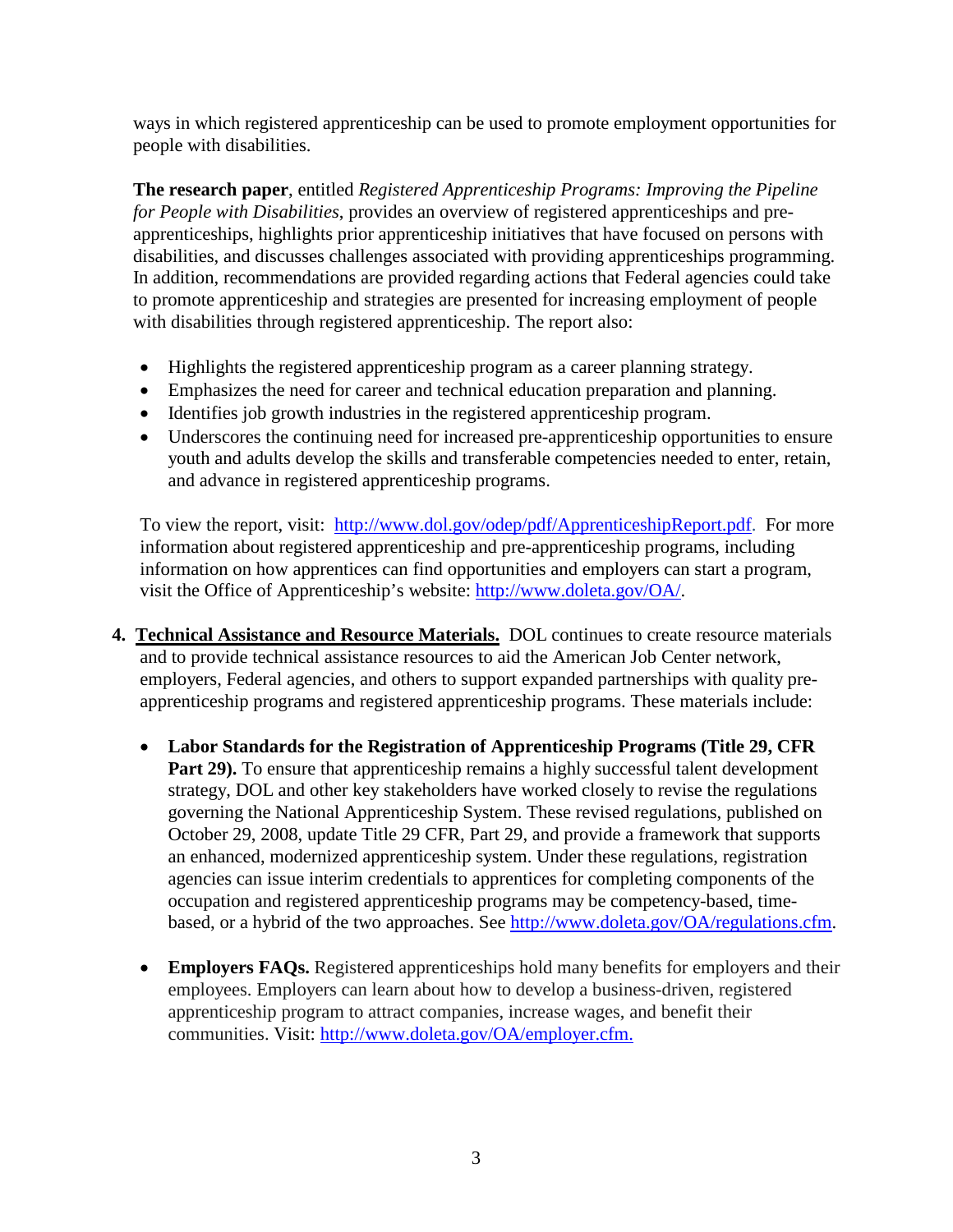ways in which registered apprenticeship can be used to promote employment opportunities for people with disabilities.

**The research paper**, entitled *Registered Apprenticeship Programs: Improving the Pipeline for People with Disabilities*, provides an overview of registered apprenticeships and pre-apprenticeships, highlights prior apprenticeship initiatives that have focused on persons with disabilities, and discusses challenges associated with providing apprenticeships programming. In addition, recommendations are provided regarding actions that Federal agencies could take to promote apprenticeship and strategies are presented for increasing employment of people with disabilities through registered apprenticeship. The report also:

- Highlights the registered apprenticeship program as a career planning strategy.
- Emphasizes the need for career and technical education preparation and planning.
- Identifies job growth industries in the registered apprenticeship program.
- Underscores the continuing need for increased pre-apprenticeship opportunities to ensure youth and adults develop the skills and transferable competencies needed to enter, retain, and advance in registered apprenticeship programs.

To view the report, visit: [http://www.dol.gov/odep/pdf/ApprenticeshipReport.pdf](http://www.dol.gov/odep/pdf/ApprenticeshipReport.pdf). For more information about registered apprenticeship and pre-apprenticeship programs, including information on how apprentices can find opportunities and employers can start a program, visit the Office of Apprenticeship's website: [http://www.doleta.gov/OA/](http://www.doleta.gov/OA/).

4. **Technical Assistance and Resource Materials.** DOL continues to create resource materials and to provide technical assistance resources to aid the American Job Center network, employers, Federal agencies, and others to support expanded partnerships with quality pre-apprenticeship programs and registered apprenticeship programs. These materials include:

   - **Labor Standards for the Registration of Apprenticeship Programs (Title 29, CFR Part 29).** To ensure that apprenticeship remains a highly successful talent development strategy, DOL and other key stakeholders have worked closely to revise the regulations governing the National Apprenticeship System. These revised regulations, published on October 29, 2008, update Title 29 CFR, Part 29, and provide a framework that supports an enhanced, modernized apprenticeship system. Under these regulations, registration agencies can issue interim credentials to apprentices for completing components of the occupation and registered apprenticeship programs may be competency-based, time-based, or a hybrid of the two approaches. See [http://www.doleta.gov/OA/regulations.cfm](http://www.doleta.gov/OA/regulations.cfm).

   - **Employers FAQs.** Registered apprenticeships hold many benefits for employers and their employees. Employers can learn about how to develop a business-driven, registered apprenticeship program to attract companies, increase wages, and benefit their communities. Visit: [http://www.doleta.gov/OA/employer.cfm.](http://www.doleta.gov/OA/employer.cfm)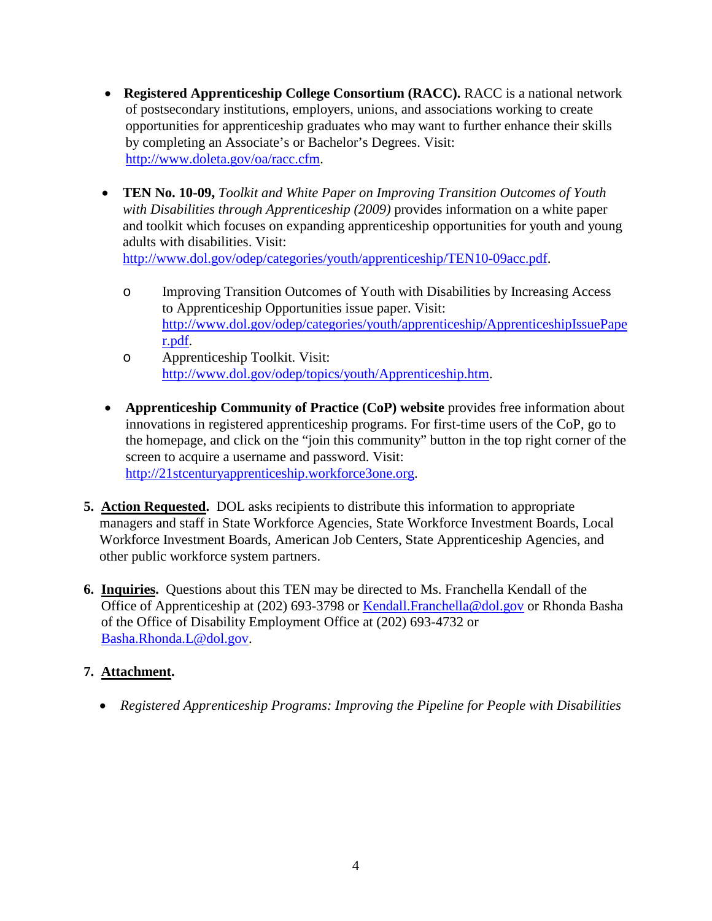- **Registered Apprenticeship College Consortium (RACC).** RACC is a national network of postsecondary institutions, employers, unions, and associations working to create opportunities for apprenticeship graduates who may want to further enhance their skills by completing an Associate's or Bachelor's Degrees. Visit: http://www.doleta.gov/oa/racc.cfm.

- **TEN No. 10-09,** *Toolkit and White Paper on Improving Transition Outcomes of Youth with Disabilities through Apprenticeship (2009)* provides information on a white paper and toolkit which focuses on expanding apprenticeship opportunities for youth and young adults with disabilities. Visit: http://www.dol.gov/odep/categories/youth/apprenticeship/TEN10-09acc.pdf.
    - Improving Transition Outcomes of Youth with Disabilities by Increasing Access to Apprenticeship Opportunities issue paper. Visit: http://www.dol.gov/odep/categories/youth/apprenticeship/ApprenticeshipIssuePaper.pdf.
    - Apprenticeship Toolkit. Visit: http://www.dol.gov/odep/topics/youth/Apprenticeship.htm.

- **Apprenticeship Community of Practice (CoP) website** provides free information about innovations in registered apprenticeship programs. For first-time users of the CoP, go to the homepage, and click on the "join this community" button in the top right corner of the screen to acquire a username and password. Visit: http://21stcenturyapprenticeship.workforce3one.org.

5. **Action Requested.** DOL asks recipients to distribute this information to appropriate managers and staff in State Workforce Agencies, State Workforce Investment Boards, Local Workforce Investment Boards, American Job Centers, State Apprenticeship Agencies, and other public workforce system partners.

6. **Inquiries.** Questions about this TEN may be directed to Ms. Franchella Kendall of the Office of Apprenticeship at (202) 693-3798 or Kendall.Franchella@dol.gov or Rhonda Basha of the Office of Disability Employment Office at (202) 693-4732 or Basha.Rhonda.L@dol.gov.

7. **Attachment.**

- *Registered Apprenticeship Programs: Improving the Pipeline for People with Disabilities*